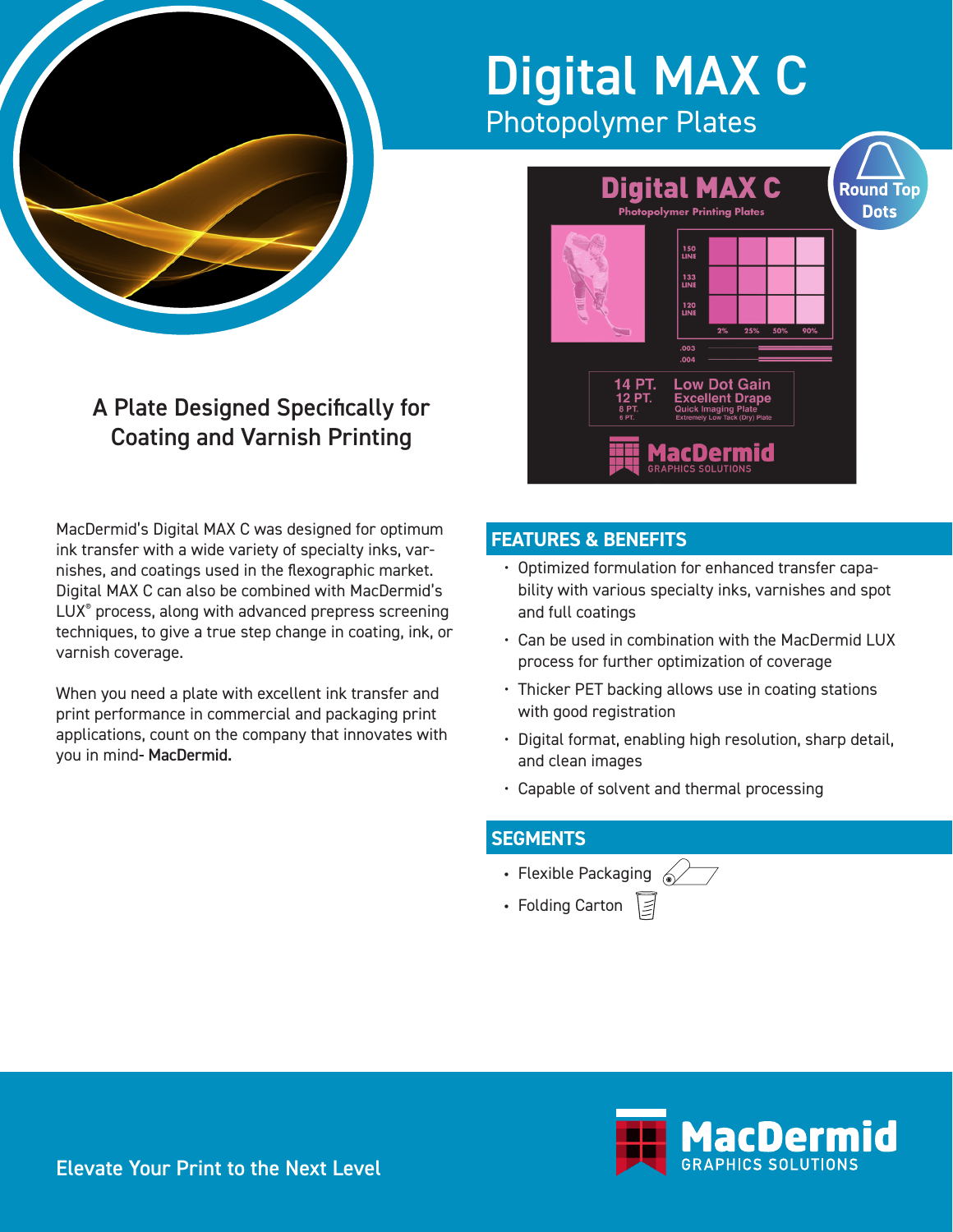# Digital MAX C

## Photopolymer Plates

### A Plate Designed Specifically for Coating and Varnish Printing

MacDermid's Digital MAX C was designed for optimum ink transfer with a wide variety of specialty inks, varnishes, and coatings used in the flexographic market. Digital MAX C can also be combined with MacDermid's LUX® process, along with advanced prepress screening techniques, to give a true step change in coating, ink, or varnish coverage.

When you need a plate with excellent ink transfer and print performance in commercial and packaging print applications, count on the company that innovates with you in mind- **MacDermid.**

## FEATURES & BENEFITS

- Optimized formulation for enhanced transfer capability with various specialty inks, varnishes and spot and full coatings
- Can be used in combination with the MacDermid LUX process for further optimization of coverage
- Thicker PET backing allows use in coating stations with good registration
- Digital format, enabling high resolution, sharp detail, and clean images
- Capable of solvent and thermal processing

## SEGMENTS

- Flexible Packaging
- Folding Carton

Elevate Your Print to the Next Level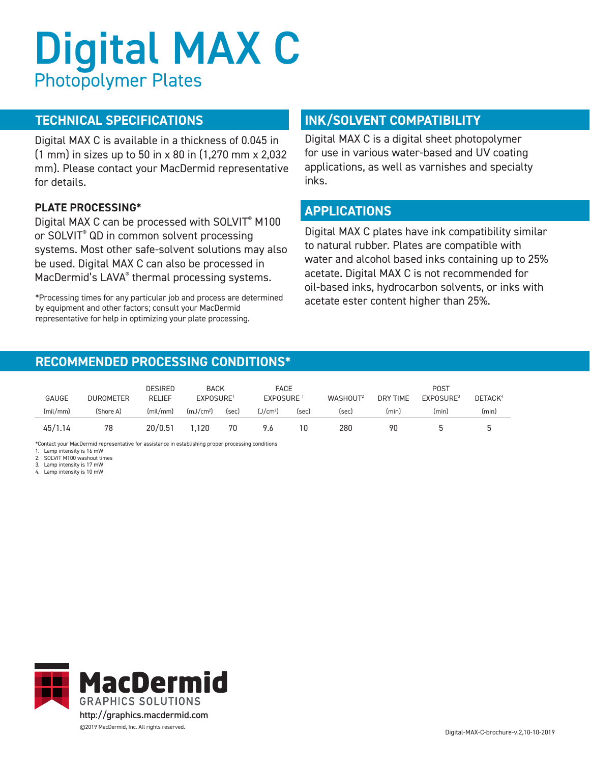# Digital MAX C

Photopolymer Plates

## TECHNICAL SPECIFICATIONS

Digital MAX C is available in a thickness of 0.045 in (1 mm) in sizes up to 50 in x 80 in (1,270 mm x 2,032 mm). Please contact your MacDermid representative for details.

### PLATE PROCESSING*

Digital MAX C can be processed with SOLVIT® M100 or SOLVIT® QD in common solvent processing systems. Most other safe-solvent solutions may also be used. Digital MAX C can also be processed in MacDermid's LAVA® thermal processing systems.

*Processing times for any particular job and process are determined by equipment and other factors; consult your MacDermid representative for help in optimizing your plate processing.

## INK/SOLVENT COMPATIBILITY

Digital MAX C is a digital sheet photopolymer for use in various water-based and UV coating applications, as well as varnishes and specialty inks.

## APPLICATIONS

Digital MAX C plates have ink compatibility similar to natural rubber. Plates are compatible with water and alcohol based inks containing up to 25% acetate. Digital MAX C is not recommended for oil-based inks, hydrocarbon solvents, or inks with acetate ester content higher than 25%.

## RECOMMENDED PROCESSING CONDITIONS*

| GAUGE | DUROMETER | DESIRED RELIEF | BACK EXPOSURE[1] | | FACE EXPOSURE[1] | | WASHOUT[2] | DRY TIME | POST EXPOSURE[3] | DETACK[4] |
|---|---|---|---|---|---|---|---|---|---|---|
| (mil/mm) | (Shore A) | (mil/mm) | (mJ/cm²) | (sec) | (J/cm²) | (sec) | (sec) | (min) | (min) | (min) |
| 45/1.14 | 78 | 20/0.51 | 1,120 | 70 | 9.6 | 10 | 280 | 90 | 5 | 5 |

*Contact your MacDermid representative for assistance in establishing proper processing conditions

1. Lamp intensity is 16 mW
2. SOLVIT M100 washout times
3. Lamp intensity is 17 mW
4. Lamp intensity is 10 mW

MacDermid GRAPHICS SOLUTIONS

http://graphics.macdermid.com

©2019 MacDermid, Inc. All rights reserved.

Digital-MAX-C-brochure-v.2,10-10-2019